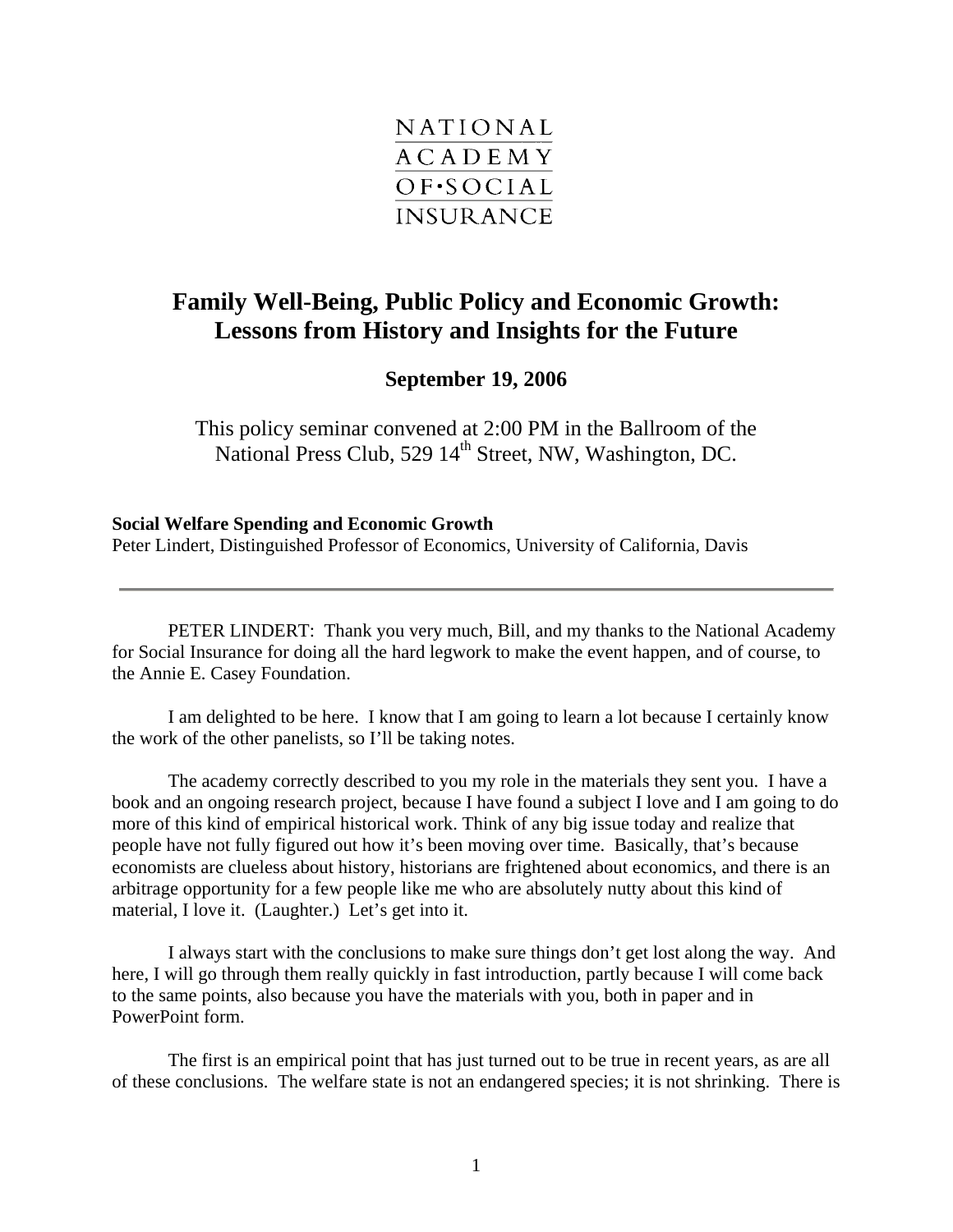NATIONAL
ACADEMY
OF•SOCIAL
INSURANCE

# Family Well-Being, Public Policy and Economic Growth: Lessons from History and Insights for the Future

## September 19, 2006

This policy seminar convened at 2:00 PM in the Ballroom of the National Press Club, 529 14th Street, NW, Washington, DC.

**Social Welfare Spending and Economic Growth**
Peter Lindert, Distinguished Professor of Economics, University of California, Davis

---

PETER LINDERT: Thank you very much, Bill, and my thanks to the National Academy for Social Insurance for doing all the hard legwork to make the event happen, and of course, to the Annie E. Casey Foundation.

I am delighted to be here. I know that I am going to learn a lot because I certainly know the work of the other panelists, so I'll be taking notes.

The academy correctly described to you my role in the materials they sent you. I have a book and an ongoing research project, because I have found a subject I love and I am going to do more of this kind of empirical historical work. Think of any big issue today and realize that people have not fully figured out how it's been moving over time. Basically, that's because economists are clueless about history, historians are frightened about economics, and there is an arbitrage opportunity for a few people like me who are absolutely nutty about this kind of material, I love it. (Laughter.) Let's get into it.

I always start with the conclusions to make sure things don't get lost along the way. And here, I will go through them really quickly in fast introduction, partly because I will come back to the same points, also because you have the materials with you, both in paper and in PowerPoint form.

The first is an empirical point that has just turned out to be true in recent years, as are all of these conclusions. The welfare state is not an endangered species; it is not shrinking. There is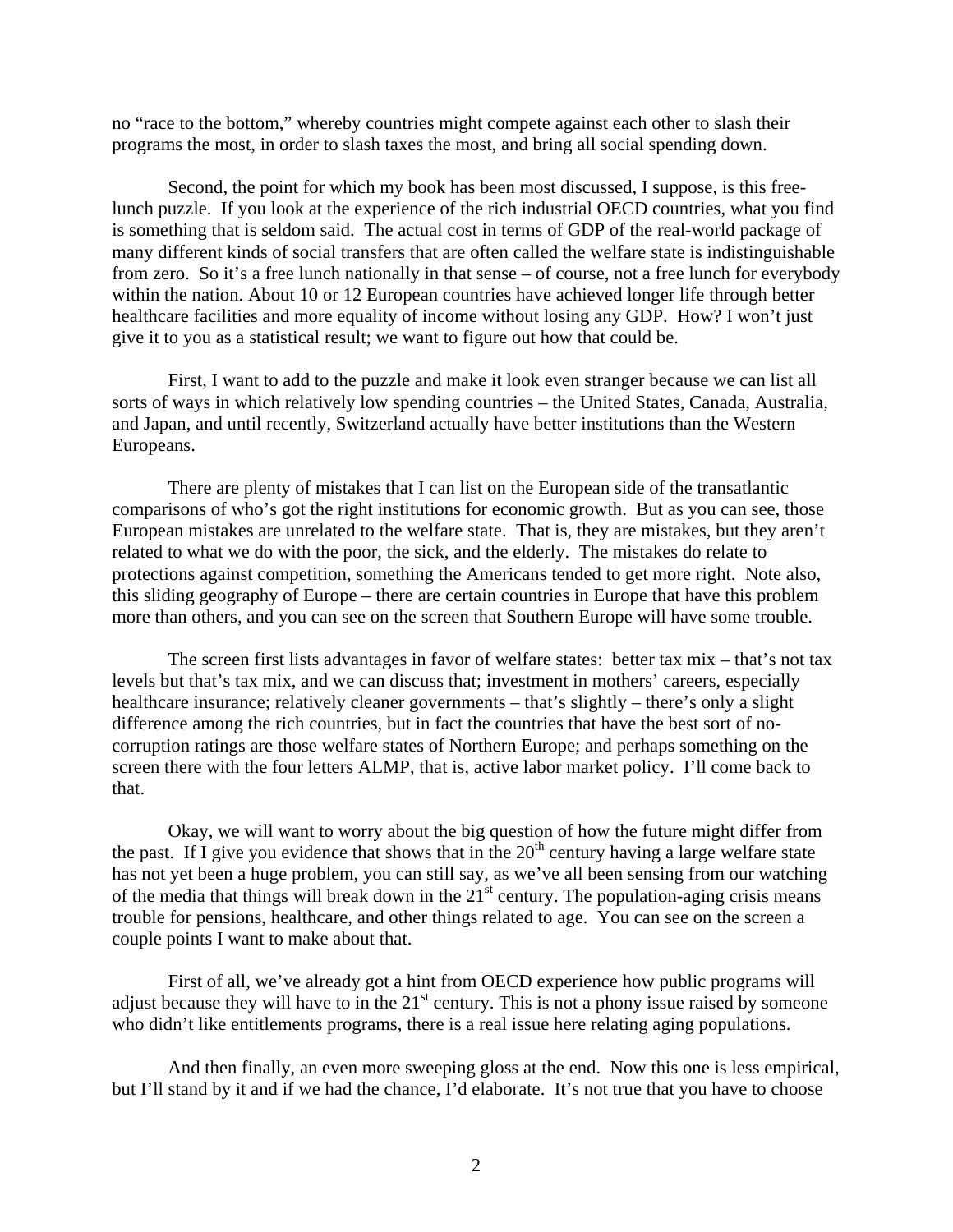no "race to the bottom," whereby countries might compete against each other to slash their programs the most, in order to slash taxes the most, and bring all social spending down.

Second, the point for which my book has been most discussed, I suppose, is this free-lunch puzzle. If you look at the experience of the rich industrial OECD countries, what you find is something that is seldom said. The actual cost in terms of GDP of the real-world package of many different kinds of social transfers that are often called the welfare state is indistinguishable from zero. So it's a free lunch nationally in that sense – of course, not a free lunch for everybody within the nation. About 10 or 12 European countries have achieved longer life through better healthcare facilities and more equality of income without losing any GDP. How? I won't just give it to you as a statistical result; we want to figure out how that could be.

First, I want to add to the puzzle and make it look even stranger because we can list all sorts of ways in which relatively low spending countries – the United States, Canada, Australia, and Japan, and until recently, Switzerland actually have better institutions than the Western Europeans.

There are plenty of mistakes that I can list on the European side of the transatlantic comparisons of who's got the right institutions for economic growth. But as you can see, those European mistakes are unrelated to the welfare state. That is, they are mistakes, but they aren't related to what we do with the poor, the sick, and the elderly. The mistakes do relate to protections against competition, something the Americans tended to get more right. Note also, this sliding geography of Europe – there are certain countries in Europe that have this problem more than others, and you can see on the screen that Southern Europe will have some trouble.

The screen first lists advantages in favor of welfare states: better tax mix – that's not tax levels but that's tax mix, and we can discuss that; investment in mothers' careers, especially healthcare insurance; relatively cleaner governments – that's slightly – there's only a slight difference among the rich countries, but in fact the countries that have the best sort of no-corruption ratings are those welfare states of Northern Europe; and perhaps something on the screen there with the four letters ALMP, that is, active labor market policy. I'll come back to that.

Okay, we will want to worry about the big question of how the future might differ from the past. If I give you evidence that shows that in the 20th century having a large welfare state has not yet been a huge problem, you can still say, as we've all been sensing from our watching of the media that things will break down in the 21st century. The population-aging crisis means trouble for pensions, healthcare, and other things related to age. You can see on the screen a couple points I want to make about that.

First of all, we've already got a hint from OECD experience how public programs will adjust because they will have to in the 21st century. This is not a phony issue raised by someone who didn't like entitlements programs, there is a real issue here relating aging populations.

And then finally, an even more sweeping gloss at the end. Now this one is less empirical, but I'll stand by it and if we had the chance, I'd elaborate. It's not true that you have to choose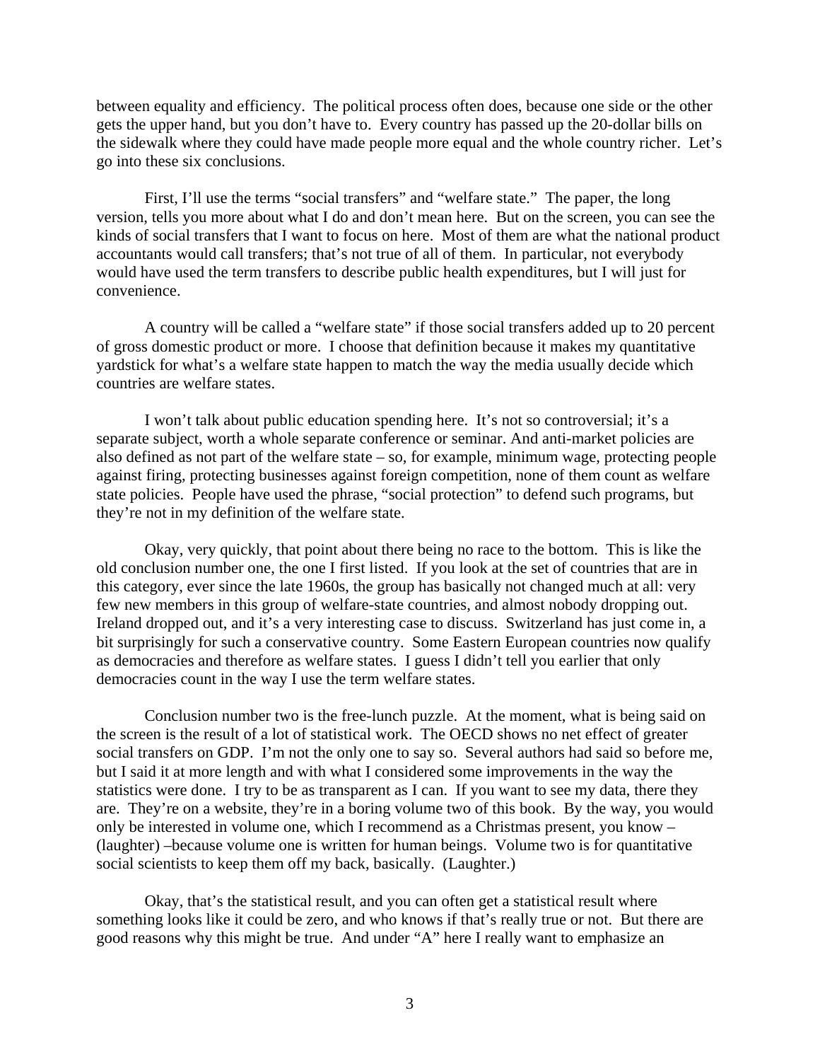between equality and efficiency. The political process often does, because one side or the other gets the upper hand, but you don't have to. Every country has passed up the 20-dollar bills on the sidewalk where they could have made people more equal and the whole country richer. Let's go into these six conclusions.

First, I'll use the terms "social transfers" and "welfare state." The paper, the long version, tells you more about what I do and don't mean here. But on the screen, you can see the kinds of social transfers that I want to focus on here. Most of them are what the national product accountants would call transfers; that's not true of all of them. In particular, not everybody would have used the term transfers to describe public health expenditures, but I will just for convenience.

A country will be called a "welfare state" if those social transfers added up to 20 percent of gross domestic product or more. I choose that definition because it makes my quantitative yardstick for what's a welfare state happen to match the way the media usually decide which countries are welfare states.

I won't talk about public education spending here. It's not so controversial; it's a separate subject, worth a whole separate conference or seminar. And anti-market policies are also defined as not part of the welfare state – so, for example, minimum wage, protecting people against firing, protecting businesses against foreign competition, none of them count as welfare state policies. People have used the phrase, "social protection" to defend such programs, but they're not in my definition of the welfare state.

Okay, very quickly, that point about there being no race to the bottom. This is like the old conclusion number one, the one I first listed. If you look at the set of countries that are in this category, ever since the late 1960s, the group has basically not changed much at all: very few new members in this group of welfare-state countries, and almost nobody dropping out. Ireland dropped out, and it's a very interesting case to discuss. Switzerland has just come in, a bit surprisingly for such a conservative country. Some Eastern European countries now qualify as democracies and therefore as welfare states. I guess I didn't tell you earlier that only democracies count in the way I use the term welfare states.

Conclusion number two is the free-lunch puzzle. At the moment, what is being said on the screen is the result of a lot of statistical work. The OECD shows no net effect of greater social transfers on GDP. I'm not the only one to say so. Several authors had said so before me, but I said it at more length and with what I considered some improvements in the way the statistics were done. I try to be as transparent as I can. If you want to see my data, there they are. They're on a website, they're in a boring volume two of this book. By the way, you would only be interested in volume one, which I recommend as a Christmas present, you know – (laughter) –because volume one is written for human beings. Volume two is for quantitative social scientists to keep them off my back, basically. (Laughter.)

Okay, that's the statistical result, and you can often get a statistical result where something looks like it could be zero, and who knows if that's really true or not. But there are good reasons why this might be true. And under "A" here I really want to emphasize an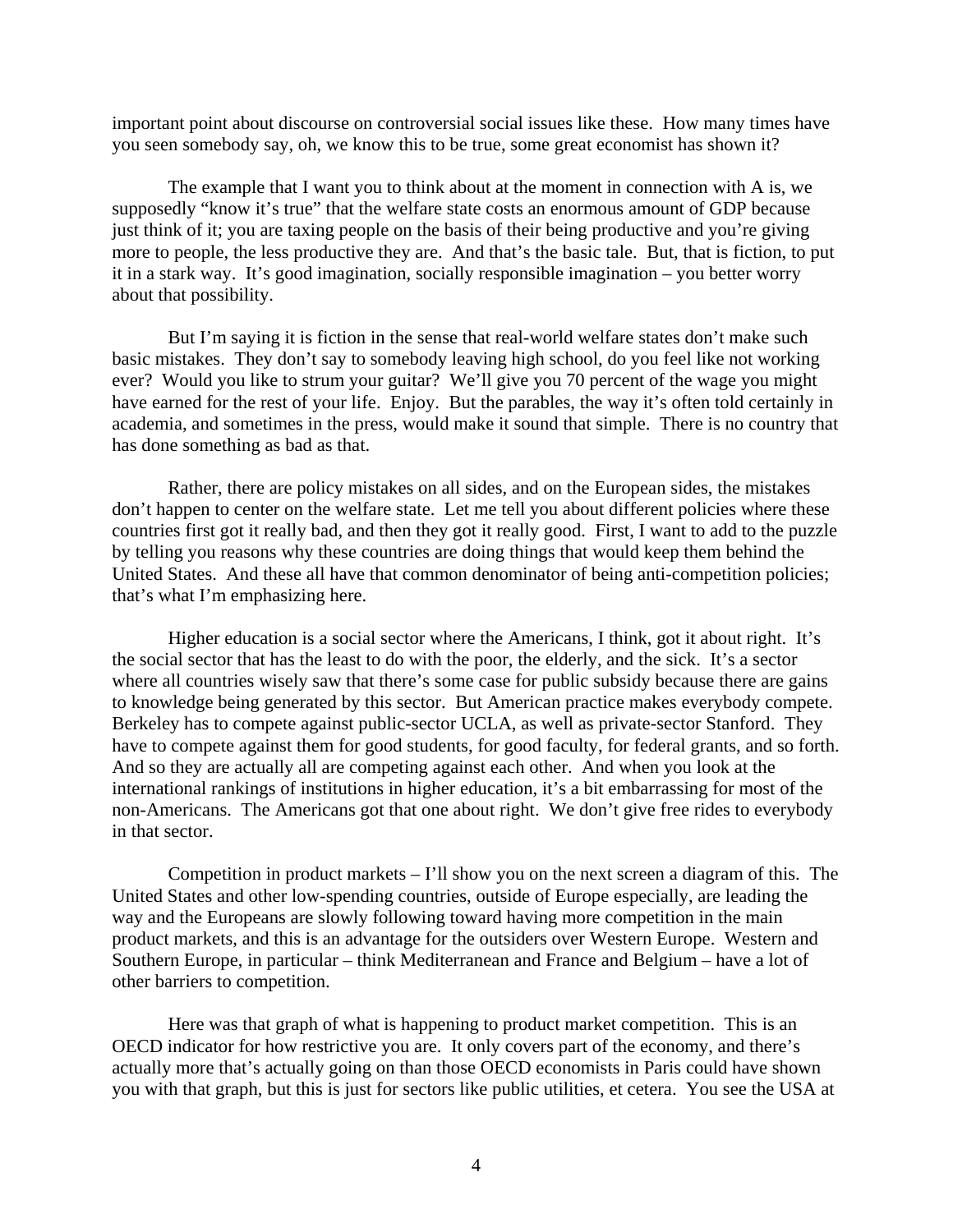important point about discourse on controversial social issues like these. How many times have you seen somebody say, oh, we know this to be true, some great economist has shown it?

The example that I want you to think about at the moment in connection with A is, we supposedly "know it's true" that the welfare state costs an enormous amount of GDP because just think of it; you are taxing people on the basis of their being productive and you're giving more to people, the less productive they are. And that's the basic tale. But, that is fiction, to put it in a stark way. It's good imagination, socially responsible imagination – you better worry about that possibility.

But I'm saying it is fiction in the sense that real-world welfare states don't make such basic mistakes. They don't say to somebody leaving high school, do you feel like not working ever? Would you like to strum your guitar? We'll give you 70 percent of the wage you might have earned for the rest of your life. Enjoy. But the parables, the way it's often told certainly in academia, and sometimes in the press, would make it sound that simple. There is no country that has done something as bad as that.

Rather, there are policy mistakes on all sides, and on the European sides, the mistakes don't happen to center on the welfare state. Let me tell you about different policies where these countries first got it really bad, and then they got it really good. First, I want to add to the puzzle by telling you reasons why these countries are doing things that would keep them behind the United States. And these all have that common denominator of being anti-competition policies; that's what I'm emphasizing here.

Higher education is a social sector where the Americans, I think, got it about right. It's the social sector that has the least to do with the poor, the elderly, and the sick. It's a sector where all countries wisely saw that there's some case for public subsidy because there are gains to knowledge being generated by this sector. But American practice makes everybody compete. Berkeley has to compete against public-sector UCLA, as well as private-sector Stanford. They have to compete against them for good students, for good faculty, for federal grants, and so forth. And so they are actually all are competing against each other. And when you look at the international rankings of institutions in higher education, it's a bit embarrassing for most of the non-Americans. The Americans got that one about right. We don't give free rides to everybody in that sector.

Competition in product markets – I'll show you on the next screen a diagram of this. The United States and other low-spending countries, outside of Europe especially, are leading the way and the Europeans are slowly following toward having more competition in the main product markets, and this is an advantage for the outsiders over Western Europe. Western and Southern Europe, in particular – think Mediterranean and France and Belgium – have a lot of other barriers to competition.

Here was that graph of what is happening to product market competition. This is an OECD indicator for how restrictive you are. It only covers part of the economy, and there's actually more that's actually going on than those OECD economists in Paris could have shown you with that graph, but this is just for sectors like public utilities, et cetera. You see the USA at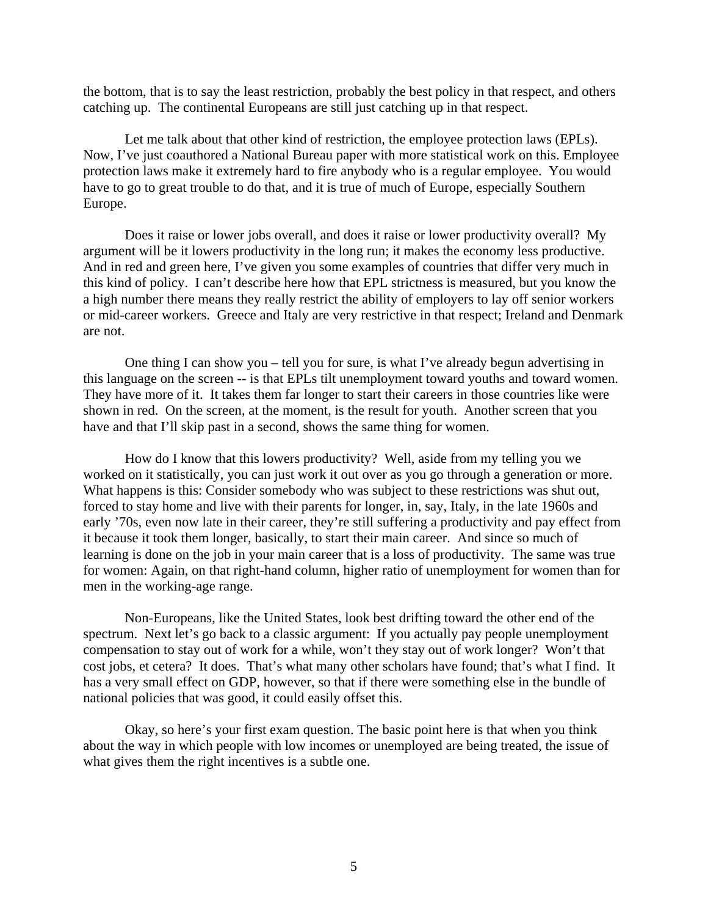the bottom, that is to say the least restriction, probably the best policy in that respect, and others catching up. The continental Europeans are still just catching up in that respect.

Let me talk about that other kind of restriction, the employee protection laws (EPLs). Now, I've just coauthored a National Bureau paper with more statistical work on this. Employee protection laws make it extremely hard to fire anybody who is a regular employee. You would have to go to great trouble to do that, and it is true of much of Europe, especially Southern Europe.

Does it raise or lower jobs overall, and does it raise or lower productivity overall? My argument will be it lowers productivity in the long run; it makes the economy less productive. And in red and green here, I've given you some examples of countries that differ very much in this kind of policy. I can't describe here how that EPL strictness is measured, but you know the a high number there means they really restrict the ability of employers to lay off senior workers or mid-career workers. Greece and Italy are very restrictive in that respect; Ireland and Denmark are not.

One thing I can show you – tell you for sure, is what I've already begun advertising in this language on the screen -- is that EPLs tilt unemployment toward youths and toward women. They have more of it. It takes them far longer to start their careers in those countries like were shown in red. On the screen, at the moment, is the result for youth. Another screen that you have and that I'll skip past in a second, shows the same thing for women.

How do I know that this lowers productivity? Well, aside from my telling you we worked on it statistically, you can just work it out over as you go through a generation or more. What happens is this: Consider somebody who was subject to these restrictions was shut out, forced to stay home and live with their parents for longer, in, say, Italy, in the late 1960s and early '70s, even now late in their career, they're still suffering a productivity and pay effect from it because it took them longer, basically, to start their main career. And since so much of learning is done on the job in your main career that is a loss of productivity. The same was true for women: Again, on that right-hand column, higher ratio of unemployment for women than for men in the working-age range.

Non-Europeans, like the United States, look best drifting toward the other end of the spectrum. Next let's go back to a classic argument: If you actually pay people unemployment compensation to stay out of work for a while, won't they stay out of work longer? Won't that cost jobs, et cetera? It does. That's what many other scholars have found; that's what I find. It has a very small effect on GDP, however, so that if there were something else in the bundle of national policies that was good, it could easily offset this.

Okay, so here's your first exam question. The basic point here is that when you think about the way in which people with low incomes or unemployed are being treated, the issue of what gives them the right incentives is a subtle one.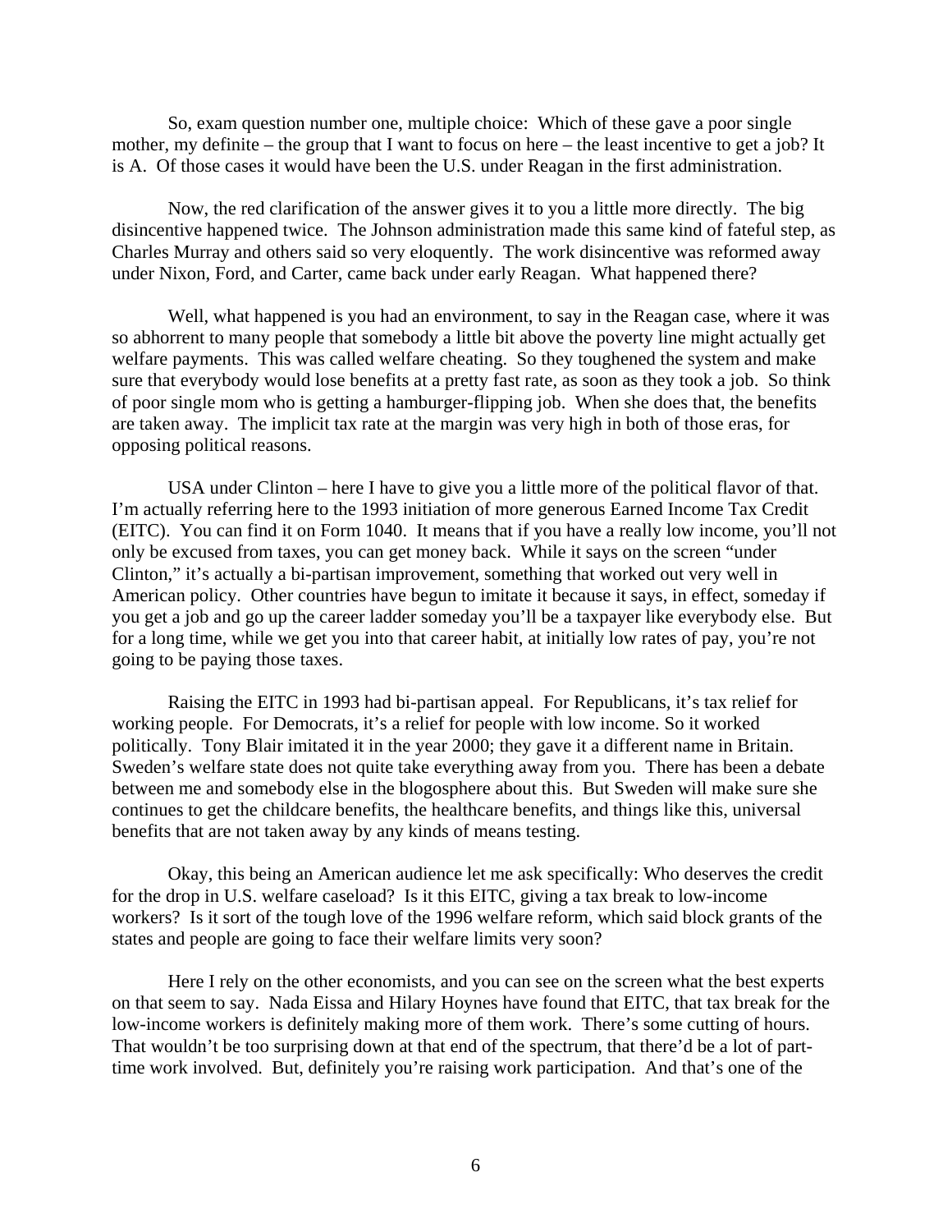So, exam question number one, multiple choice: Which of these gave a poor single mother, my definite – the group that I want to focus on here – the least incentive to get a job? It is A. Of those cases it would have been the U.S. under Reagan in the first administration.

Now, the red clarification of the answer gives it to you a little more directly. The big disincentive happened twice. The Johnson administration made this same kind of fateful step, as Charles Murray and others said so very eloquently. The work disincentive was reformed away under Nixon, Ford, and Carter, came back under early Reagan. What happened there?

Well, what happened is you had an environment, to say in the Reagan case, where it was so abhorrent to many people that somebody a little bit above the poverty line might actually get welfare payments. This was called welfare cheating. So they toughened the system and make sure that everybody would lose benefits at a pretty fast rate, as soon as they took a job. So think of poor single mom who is getting a hamburger-flipping job. When she does that, the benefits are taken away. The implicit tax rate at the margin was very high in both of those eras, for opposing political reasons.

USA under Clinton – here I have to give you a little more of the political flavor of that. I'm actually referring here to the 1993 initiation of more generous Earned Income Tax Credit (EITC). You can find it on Form 1040. It means that if you have a really low income, you'll not only be excused from taxes, you can get money back. While it says on the screen "under Clinton," it's actually a bi-partisan improvement, something that worked out very well in American policy. Other countries have begun to imitate it because it says, in effect, someday if you get a job and go up the career ladder someday you'll be a taxpayer like everybody else. But for a long time, while we get you into that career habit, at initially low rates of pay, you're not going to be paying those taxes.

Raising the EITC in 1993 had bi-partisan appeal. For Republicans, it's tax relief for working people. For Democrats, it's a relief for people with low income. So it worked politically. Tony Blair imitated it in the year 2000; they gave it a different name in Britain. Sweden's welfare state does not quite take everything away from you. There has been a debate between me and somebody else in the blogosphere about this. But Sweden will make sure she continues to get the childcare benefits, the healthcare benefits, and things like this, universal benefits that are not taken away by any kinds of means testing.

Okay, this being an American audience let me ask specifically: Who deserves the credit for the drop in U.S. welfare caseload? Is it this EITC, giving a tax break to low-income workers? Is it sort of the tough love of the 1996 welfare reform, which said block grants of the states and people are going to face their welfare limits very soon?

Here I rely on the other economists, and you can see on the screen what the best experts on that seem to say. Nada Eissa and Hilary Hoynes have found that EITC, that tax break for the low-income workers is definitely making more of them work. There's some cutting of hours. That wouldn't be too surprising down at that end of the spectrum, that there'd be a lot of part-time work involved. But, definitely you're raising work participation. And that's one of the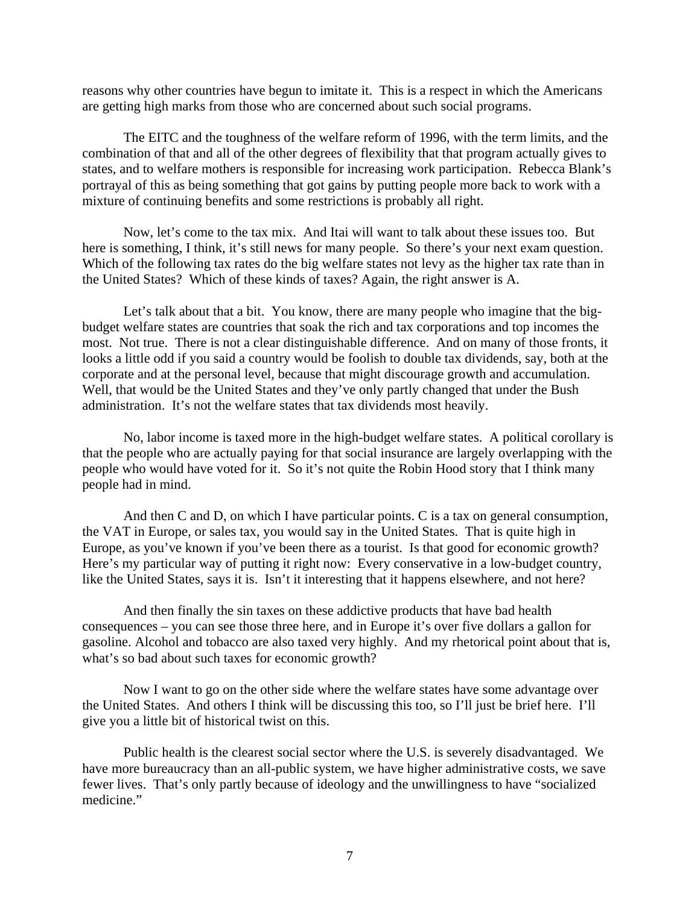reasons why other countries have begun to imitate it. This is a respect in which the Americans are getting high marks from those who are concerned about such social programs.

The EITC and the toughness of the welfare reform of 1996, with the term limits, and the combination of that and all of the other degrees of flexibility that that program actually gives to states, and to welfare mothers is responsible for increasing work participation. Rebecca Blank's portrayal of this as being something that got gains by putting people more back to work with a mixture of continuing benefits and some restrictions is probably all right.

Now, let's come to the tax mix. And Itai will want to talk about these issues too. But here is something, I think, it's still news for many people. So there's your next exam question. Which of the following tax rates do the big welfare states not levy as the higher tax rate than in the United States? Which of these kinds of taxes? Again, the right answer is A.

Let's talk about that a bit. You know, there are many people who imagine that the big-budget welfare states are countries that soak the rich and tax corporations and top incomes the most. Not true. There is not a clear distinguishable difference. And on many of those fronts, it looks a little odd if you said a country would be foolish to double tax dividends, say, both at the corporate and at the personal level, because that might discourage growth and accumulation. Well, that would be the United States and they've only partly changed that under the Bush administration. It's not the welfare states that tax dividends most heavily.

No, labor income is taxed more in the high-budget welfare states. A political corollary is that the people who are actually paying for that social insurance are largely overlapping with the people who would have voted for it. So it's not quite the Robin Hood story that I think many people had in mind.

And then C and D, on which I have particular points. C is a tax on general consumption, the VAT in Europe, or sales tax, you would say in the United States. That is quite high in Europe, as you've known if you've been there as a tourist. Is that good for economic growth? Here's my particular way of putting it right now: Every conservative in a low-budget country, like the United States, says it is. Isn't it interesting that it happens elsewhere, and not here?

And then finally the sin taxes on these addictive products that have bad health consequences – you can see those three here, and in Europe it's over five dollars a gallon for gasoline. Alcohol and tobacco are also taxed very highly. And my rhetorical point about that is, what's so bad about such taxes for economic growth?

Now I want to go on the other side where the welfare states have some advantage over the United States. And others I think will be discussing this too, so I'll just be brief here. I'll give you a little bit of historical twist on this.

Public health is the clearest social sector where the U.S. is severely disadvantaged. We have more bureaucracy than an all-public system, we have higher administrative costs, we save fewer lives. That's only partly because of ideology and the unwillingness to have "socialized medicine."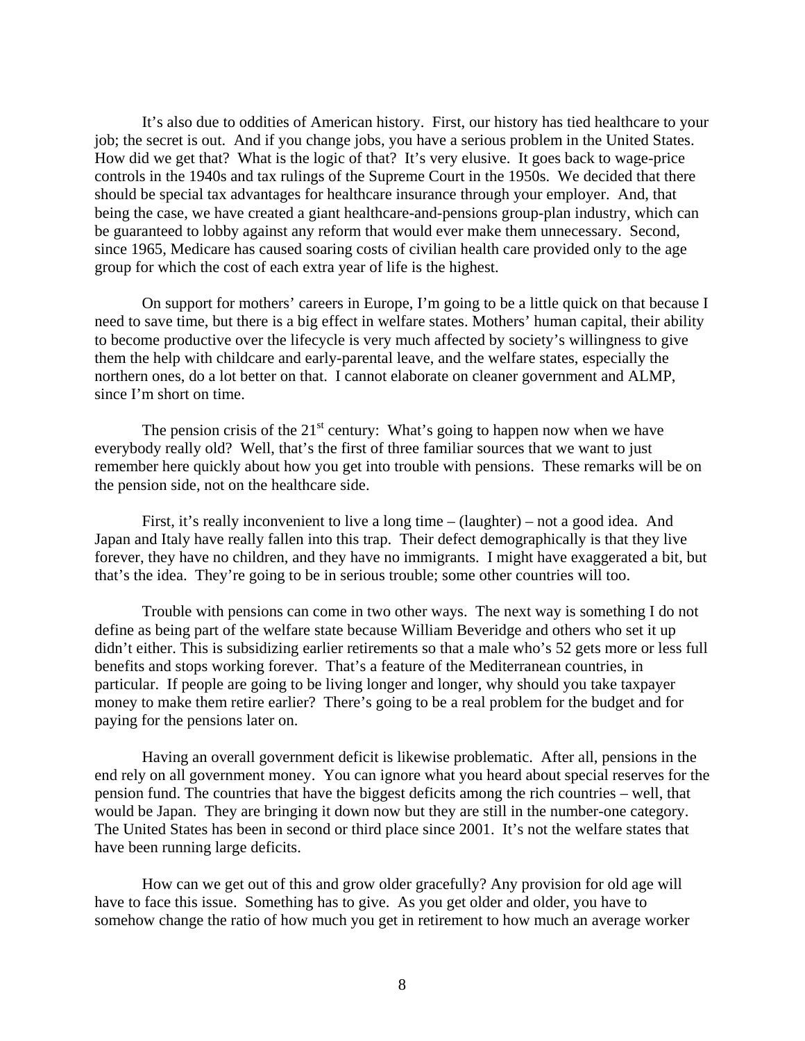It's also due to oddities of American history. First, our history has tied healthcare to your job; the secret is out. And if you change jobs, you have a serious problem in the United States. How did we get that? What is the logic of that? It's very elusive. It goes back to wage-price controls in the 1940s and tax rulings of the Supreme Court in the 1950s. We decided that there should be special tax advantages for healthcare insurance through your employer. And, that being the case, we have created a giant healthcare-and-pensions group-plan industry, which can be guaranteed to lobby against any reform that would ever make them unnecessary. Second, since 1965, Medicare has caused soaring costs of civilian health care provided only to the age group for which the cost of each extra year of life is the highest.

On support for mothers' careers in Europe, I'm going to be a little quick on that because I need to save time, but there is a big effect in welfare states. Mothers' human capital, their ability to become productive over the lifecycle is very much affected by society's willingness to give them the help with childcare and early-parental leave, and the welfare states, especially the northern ones, do a lot better on that. I cannot elaborate on cleaner government and ALMP, since I'm short on time.

The pension crisis of the 21st century: What's going to happen now when we have everybody really old? Well, that's the first of three familiar sources that we want to just remember here quickly about how you get into trouble with pensions. These remarks will be on the pension side, not on the healthcare side.

First, it's really inconvenient to live a long time – (laughter) – not a good idea. And Japan and Italy have really fallen into this trap. Their defect demographically is that they live forever, they have no children, and they have no immigrants. I might have exaggerated a bit, but that's the idea. They're going to be in serious trouble; some other countries will too.

Trouble with pensions can come in two other ways. The next way is something I do not define as being part of the welfare state because William Beveridge and others who set it up didn't either. This is subsidizing earlier retirements so that a male who's 52 gets more or less full benefits and stops working forever. That's a feature of the Mediterranean countries, in particular. If people are going to be living longer and longer, why should you take taxpayer money to make them retire earlier? There's going to be a real problem for the budget and for paying for the pensions later on.

Having an overall government deficit is likewise problematic. After all, pensions in the end rely on all government money. You can ignore what you heard about special reserves for the pension fund. The countries that have the biggest deficits among the rich countries – well, that would be Japan. They are bringing it down now but they are still in the number-one category. The United States has been in second or third place since 2001. It's not the welfare states that have been running large deficits.

How can we get out of this and grow older gracefully? Any provision for old age will have to face this issue. Something has to give. As you get older and older, you have to somehow change the ratio of how much you get in retirement to how much an average worker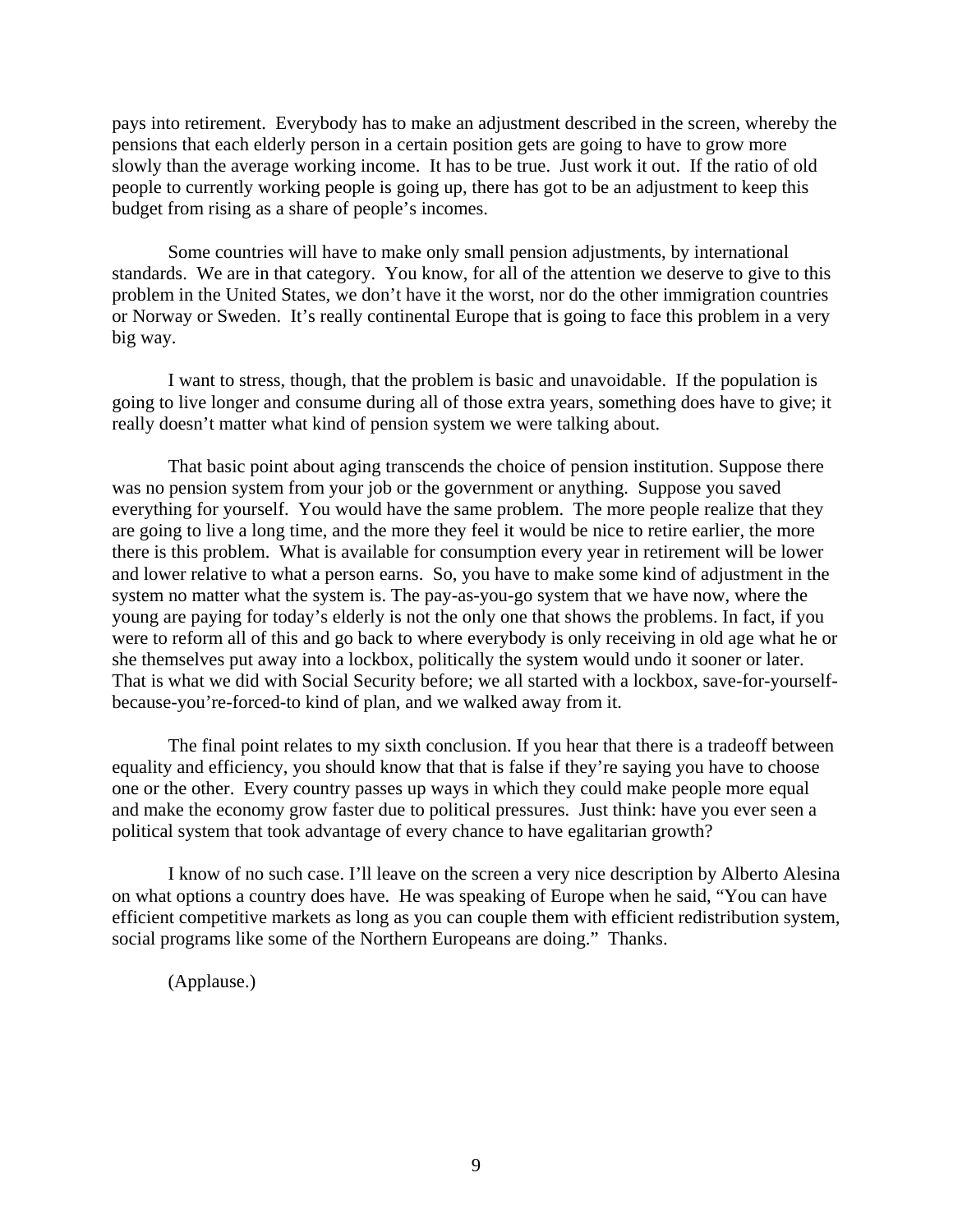pays into retirement. Everybody has to make an adjustment described in the screen, whereby the pensions that each elderly person in a certain position gets are going to have to grow more slowly than the average working income. It has to be true. Just work it out. If the ratio of old people to currently working people is going up, there has got to be an adjustment to keep this budget from rising as a share of people's incomes.

Some countries will have to make only small pension adjustments, by international standards. We are in that category. You know, for all of the attention we deserve to give to this problem in the United States, we don't have it the worst, nor do the other immigration countries or Norway or Sweden. It's really continental Europe that is going to face this problem in a very big way.

I want to stress, though, that the problem is basic and unavoidable. If the population is going to live longer and consume during all of those extra years, something does have to give; it really doesn't matter what kind of pension system we were talking about.

That basic point about aging transcends the choice of pension institution. Suppose there was no pension system from your job or the government or anything. Suppose you saved everything for yourself. You would have the same problem. The more people realize that they are going to live a long time, and the more they feel it would be nice to retire earlier, the more there is this problem. What is available for consumption every year in retirement will be lower and lower relative to what a person earns. So, you have to make some kind of adjustment in the system no matter what the system is. The pay-as-you-go system that we have now, where the young are paying for today's elderly is not the only one that shows the problems. In fact, if you were to reform all of this and go back to where everybody is only receiving in old age what he or she themselves put away into a lockbox, politically the system would undo it sooner or later. That is what we did with Social Security before; we all started with a lockbox, save-for-yourself-because-you're-forced-to kind of plan, and we walked away from it.

The final point relates to my sixth conclusion. If you hear that there is a tradeoff between equality and efficiency, you should know that that is false if they're saying you have to choose one or the other. Every country passes up ways in which they could make people more equal and make the economy grow faster due to political pressures. Just think: have you ever seen a political system that took advantage of every chance to have egalitarian growth?

I know of no such case. I'll leave on the screen a very nice description by Alberto Alesina on what options a country does have. He was speaking of Europe when he said, "You can have efficient competitive markets as long as you can couple them with efficient redistribution system, social programs like some of the Northern Europeans are doing." Thanks.

(Applause.)